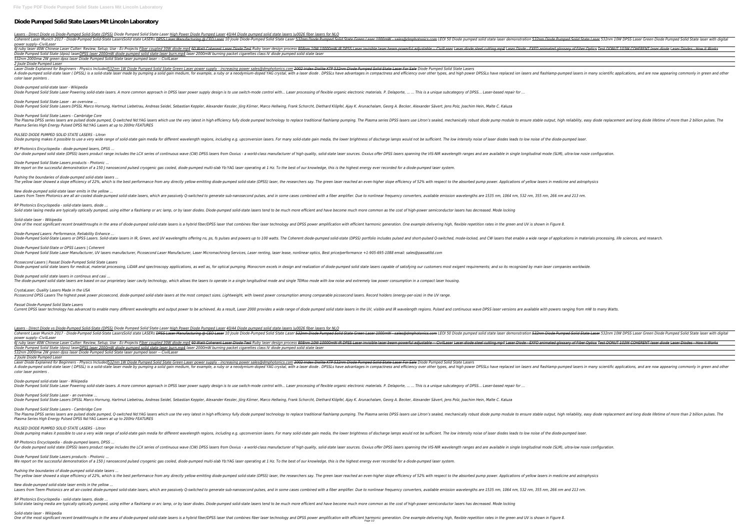# Diode Pumped Solid State Lasers Mit Lincoln Laboratory

*Lasers - Direct Diode vs Diode-Pumped Solid-State (DPSS) Diode Pumped Solid State Laser High Power Diode Pumped Laser 40/44 Diode pumped solid state lasers \u0026 fiber lasers for NLO*

Coherent Laser Munich 2017 - Diode-Pumped Solid-State LasersSolid state LASERs DPSS Laser Manufacturing @ CEO Laser 10 Joule Diode-Pumped Solid State Laser 532nm Diode Pumped Solid State Green Laser 1000mW - sales@dmphotonics.com LEOI 50 Diode pumped solid state laser demonstration 532nm Diode Pumped Solid State Laser 532nm 10W DPSS Laser Green Diode Pumped Solid State laser with digital power supply--CivilLaser

6J ruby laser 40W Chinese Laser Cutter: Review, Setup, Use - Ec-Projects Fiber coupled 30W diode.mp4 60 Watt Coherent Laser Diode Test Ruby laser design process 808nm 10W 10000mW IR DPSS Laser invisible laser beam powerful adjustable -- CivilLaser Laser diode steel cutting.mp4 Laser Diode - EXFO animated glossary of Fiber Optics Test DONUT 103W COHERENT laser diode Laser Diodes - How it Works Diode Pumped Solid State (dpss) laserDPSS laser 2000mW diode pumped solid state laser burn.mp4 laser 2000mW burning packet cigarettes class IV diode pumped solid state laser

532nm 2000mw 2W green dpss laser Diode Pumped Solid State laser pumped laser -- CivilLaser

*2 Joule Diode Pumped Laser*

Laser Diode Explained for Beginners - Physics Included532nm 1W Diode Pumped Solid State Green Laser power supply - increasing power sales@dmphotonics.com 2002 Iridex Diolite KTP 532nm Diode Pumped Solid-State Laser For Sale Diode Pumped Solid State Lasers

A diode-pumped solid-state laser ( DPSSL) is a solid-state laser made by pumping a solid gain medium, for example, a ruby or a neodymium-doped YAG crystal, with a laser diode . DPSSLs have advantages in compactness and efficiency over other types, and high power DPSSLs have replaced ion lasers and flashlamp-pumped lasers in many scientific applications, and are now appearing commonly in green and other color laser pointers .

*Diode-pumped solid-state laser - Wikipedia*

Diode Pumped Solid State Laser Powering solid-state lasers. A more common approach in DPSS laser power supply design is to use switch-mode control with... Laser processing of flexible organic electronic materials. P. Delaporte, ... ... This is a unique subcategory of DPSS... Laser-based repair for ...

*Diode Pumped Solid State Laser - an overview ...*

Diode Pumped Solid State Lasers DPSSL Marco Hornung, Hartmut Liebetrau, Andreas Seidel, Sebastian Keppler, Alexander Kessler, Jörg Körner, Marco Hellwing, Frank Schorcht, Diethard Klöpfel, Ajay K. Arunachalam, Georg A. Becker, Alexander Sävert, Jens Polz, Joachim Hein, Malte C. Kaluza

*Diode Pumped Solid State Lasers - Cambridge Core*

The Plasma DPSS series lasers are pulsed diode pumped, Q-switched Nd:YAG lasers which use the very latest in high efficiency fully diode pumped technology to replace traditional flashlamp pumping. The Plasma series DPSS lasers use Litron's sealed, mechanically robust diode pump module to ensure stable output, high reliability, easy diode replacement and long diode lifetime of more than 2 billion pulses. The Plasma Series High Energy Pulsed DPSS Nd:YAG Lasers at up to 200Hz FEATURES

*PULSED DIODE PUMPED SOLID STATE LASERS - Litron*

Diode pumping makes it possible to use a very wide range of solid-state gain media for different wavelength regions, including e.g. upconversion lasers. For many solid-state gain media, the lower brightness of discharge lamps would not be sufficient. The low intensity noise of laser diodes leads to low noise of the diode-pumped laser.

*RP Photonics Encyclopedia - diode-pumped lasers, DPSS ...*

Our diode pumped solid state (DPSS) lasers product range includes the LCX series of continuous wave (CW) DPSS lasers from Oxxius - a world-class manufacturer of high quality, solid-state laser sources. Oxxius offer DPSS lasers spanning the VIS-NIR wavelength ranges and are available in single longitudinal mode (SLM), ultra-low nosie configuration.

*Diode Pumped Solid State Lasers products - Photonic ...*

We report on the successful demonstration of a 150 J nanosecond pulsed cryogenic gas cooled, diode-pumped multi-slab Yb:YAG laser operating at 1 Hz. To the best of our knowledge, this is the highest energy ever recorded for a diode-pumped laser system.

*Pushing the boundaries of diode-pumped solid-state lasers ...*

The yellow laser showed a slope efficiency of 22%, which is the best performance from any directly yellow-emitting diode-pumped solid-state (DPSS) laser, the researchers say. The green laser reached an even-higher slope efficiency of 52% with respect to the absorbed pump power. Applications of yellow lasers in medicine and astrophysics

*New diode-pumped solid-state laser emits in the yellow ...*

Lasers from Teem Photonics are all air-cooled diode-pumped solid-state lasers, which are passively Q-switched to generate sub-nanosecond pulses, and in some cases combined with a fiber amplifier. Due to nonlinear frequency converters, available emission wavelengths are 1535 nm, 1064 nm, 532 nm, 355 nm, 266 nm and 213 nm.

*RP Photonics Encyclopedia - solid-state lasers, diode ...*

Solid state lasing media are typically optically pumped, using either a flashlamp or arc lamp, or by laser diodes. Diode-pumped solid-state lasers tend to be much more efficient and have become much more common as the cost of high-power semiconductor lasers has decreased. Mode locking

*Solid-state laser - Wikipedia*

One of the most significant recent breakthroughs in the area of diode-pumped solid-state lasers is a hybrid fiber/DPSS laser that combines fiber laser technology and DPSS power amplification with efficient harmonic generation. One example delivering high, flexible repetition rates in the green and UV is shown in Figure 8.

*Diode-Pumped Lasers: Performance, Reliability Enhance ...*

Diode-Pumped Solid-State Lasers or DPSS Lasers. Solid-state lasers in IR, Green, and UV wavelengths offering ns, ps, fs pulses and powers up to 100 watts. The Coherent diode-pumped solid-state (DPSS) portfolio includes pulsed and short-pulsed Q-switched, mode-locked, and CW lasers that enable a wide range of applications in materials processing, life sciences, and research.

*Diode-Pumped Solid-State or DPSS Lasers | Coherent*

Diode Pumped Solid State Laser Manufacturer, UV lasers manufacturer, Picosecond Laser Manufacturer, Laser Micromachining Services, Laser renting, laser lease, nonlinear optics, Best price/performance +1-905-695-1088 email: sales@passatltd.com

*Picosecond Lasers | Passat Diode-Pumped Solid State Lasers*

Diode-pumped solid state lasers for medical, material processing, LiDAR and spectroscopy appliications, as well as, for optical pumping. Monocrom excels in design and realization of diode-pumped solid state lasers capable of satisfying our customers most exigent requirements; and so its recognized by main laser companies worldwide.

*Diode pumped solid state lasers in continous and casi ...*

The diode-pumped solid state lasers are based on our proprietary laser cavity technology, which allows the lasers to operate in a single longitudinal mode and single TEM00 mode with low noise and extremely low power consumption in a compact laser housing.

*CrystaLaser, Quality Lasers Made in the USA*

Picosecond DPSS Lasers The highest peak power picosecond, diode-pumped solid-state lasers at the most compact sizes. Lightweight, with lowest power consumption among comparable picosecond lasers. Record holders (energy-per-size) in the UV range.

*Passat Diode-Pumped Solid State Lasers*

Current DPSS laser technology has advanced to enable many different wavelengths and output power to be achieved. As a result, Laser 2000 provides a wide range of diode pumped solid state lasers in the UV, visible and IR wavelength regions. Pulsed and continuous wave DPSS laser versions are available with powers ranging from mW to many Watts.

*Lasers - Direct Diode vs Diode-Pumped Solid-State (DPSS) Diode Pumped Solid State Laser High Power Diode Pumped Laser 40/44 Diode pumped solid state lasers \u0026 fiber lasers for NLO*

Coherent Laser Munich 2017 - Diode-Pumped Solid-State LasersSolid state LASERs DPSS Laser Manufacturing @ CEO Laser 10 Joule Diode-Pumped Solid State Laser 532nm Diode Pumped Solid State Green Laser 1000mW - sales@dmphotonics.com LEOI 50 Diode pumped solid state laser demonstration 532nm Diode Pumped Solid State Laser 532nm 10W DPSS Laser Green Diode Pumped Solid State laser with digital power supply--CivilLaser

6J ruby laser 40W Chinese Laser Cutter: Review, Setup, Use - Ec-Projects Fiber coupled 30W diode.mp4 60 Watt Coherent Laser Diode Test Ruby laser design process 808nm 10W 10000mW IR DPSS Laser invisible laser beam powerful adjustable -- CivilLaser Laser diode steel cutting.mp4 Laser Diode - EXFO animated glossary of Fiber Optics Test DONUT 103W COHERENT laser diode Laser Diodes - How it Works Diode Pumped Solid State (dpss) laserDPSS laser 2000mW diode pumped solid state laser burn.mp4 laser 2000mW burning packet cigarettes class IV diode pumped solid state laser

532nm 2000mw 2W green dpss laser Diode Pumped Solid State laser pumped laser -- CivilLaser

*2 Joule Diode Pumped Laser*

Laser Diode Explained for Beginners - Physics Included532nm 1W Diode Pumped Solid State Green Laser power supply - increasing power sales@dmphotonics.com 2002 Iridex Diolite KTP 532nm Diode Pumped Solid-State Laser For Sale Diode Pumped Solid State Lasers

A diode-pumped solid-state laser ( DPSSL) is a solid-state laser made by pumping a solid gain medium, for example, a ruby or a neodymium-doped YAG crystal, with a laser diode . DPSSLs have advantages in compactness and efficiency over other types, and high power DPSSLs have replaced ion lasers and flashlamp-pumped lasers in many scientific applications, and are now appearing commonly in green and other color laser pointers .

*Diode-pumped solid-state laser - Wikipedia*

Diode Pumped Solid State Laser Powering solid-state lasers. A more common approach in DPSS laser power supply design is to use switch-mode control with... Laser processing of flexible organic electronic materials. P. Delaporte, ... ... This is a unique subcategory of DPSS... Laser-based repair for ...

*Diode Pumped Solid State Laser - an overview ...*

Diode Pumped Solid State Lasers DPSSL Marco Hornung, Hartmut Liebetrau, Andreas Seidel, Sebastian Keppler, Alexander Kessler, Jörg Körner, Marco Hellwing, Frank Schorcht, Diethard Klöpfel, Ajay K. Arunachalam, Georg A. Becker, Alexander Sävert, Jens Polz, Joachim Hein, Malte C. Kaluza

*Diode Pumped Solid State Lasers - Cambridge Core*

The Plasma DPSS series lasers are pulsed diode pumped, Q-switched Nd:YAG lasers which use the very latest in high efficiency fully diode pumped technology to replace traditional flashlamp pumping. The Plasma series DPSS lasers use Litron's sealed, mechanically robust diode pump module to ensure stable output, high reliability, easy diode replacement and long diode lifetime of more than 2 billion pulses. The Plasma Series High Energy Pulsed DPSS Nd:YAG Lasers at up to 200Hz FEATURES

*PULSED DIODE PUMPED SOLID STATE LASERS - Litron*

Diode pumping makes it possible to use a very wide range of solid-state gain media for different wavelength regions, including e.g. upconversion lasers. For many solid-state gain media, the lower brightness of discharge lamps would not be sufficient. The low intensity noise of laser diodes leads to low noise of the diode-pumped laser.

*RP Photonics Encyclopedia - diode-pumped lasers, DPSS ...*

Our diode pumped solid state (DPSS) lasers product range includes the LCX series of continuous wave (CW) DPSS lasers from Oxxius - a world-class manufacturer of high quality, solid-state laser sources. Oxxius offer DPSS lasers spanning the VIS-NIR wavelength ranges and are available in single longitudinal mode (SLM), ultra-low nosie configuration.

*Diode Pumped Solid State Lasers products - Photonic ...*

We report on the successful demonstration of a 150 J nanosecond pulsed cryogenic gas cooled, diode-pumped multi-slab Yb:YAG laser operating at 1 Hz. To the best of our knowledge, this is the highest energy ever recorded for a diode-pumped laser system.

*Pushing the boundaries of diode-pumped solid-state lasers ...*

The yellow laser showed a slope efficiency of 22%, which is the best performance from any directly yellow-emitting diode-pumped solid-state (DPSS) laser, the researchers say. The green laser reached an even-higher slope efficiency of 52% with respect to the absorbed pump power. Applications of yellow lasers in medicine and astrophysics

*New diode-pumped solid-state laser emits in the yellow ...*

Lasers from Teem Photonics are all air-cooled diode-pumped solid-state lasers, which are passively Q-switched to generate sub-nanosecond pulses, and in some cases combined with a fiber amplifier. Due to nonlinear frequency converters, available emission wavelengths are 1535 nm, 1064 nm, 532 nm, 355 nm, 266 nm and 213 nm.

*RP Photonics Encyclopedia - solid-state lasers, diode ...*

Solid state lasing media are typically optically pumped, using either a flashlamp or arc lamp, or by laser diodes. Diode-pumped solid-state lasers tend to be much more efficient and have become much more common as the cost of high-power semiconductor lasers has decreased. Mode locking

*Solid-state laser - Wikipedia*

One of the most significant recent breakthroughs in the area of diode-pumped solid-state lasers is a hybrid fiber/DPSS laser that combines fiber laser technology and DPSS power amplification with efficient harmonic generation. One example delivering high, flexible repetition rates in the green and UV is shown in Figure 8.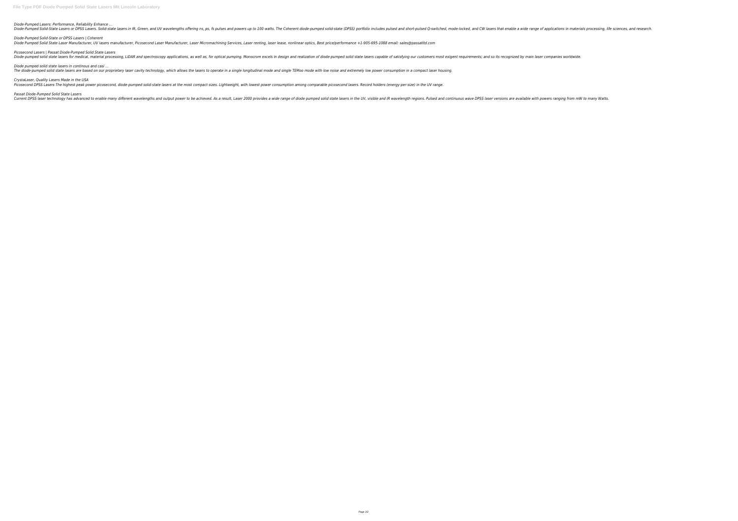*Diode-Pumped Lasers: Performance, Reliability Enhance ...*
*Diode-Pumped Solid-State Lasers or DPSS Lasers. Solid-state lasers in IR, Green, and UV wavelengths offering ns, ps, fs pulses and powers up to 100 watts. The Coherent diode-pumped solid-state (DPSS) portfolio includes pulsed and short-pulsed Q-switched, mode-locked, and CW lasers that enable a wide range of applications in materials processing, life sciences, and research.*

*Diode-Pumped Solid-State or DPSS Lasers | Coherent*
*Diode Pumped Solid State Laser Manufacturer, UV lasers manufacturer, Picosecond Laser Manufacturer, Laser Micromachining Services, Laser renting, laser lease, nonlinear optics, Best price/performance +1-905-695-1088 email: sales@passatltd.com*

*Picosecond Lasers | Passat Diode-Pumped Solid State Lasers*
*Diode-pumped solid state lasers for medical, material processing, LiDAR and spectroscopy appliications, as well as, for optical pumping. Monocrom excels in design and realization of diode-pumped solid state lasers capable of satisfying our customers most exigent requirements; and so its recognized by main laser companies worldwide.*

*Diode pumped solid state lasers in continous and casi ...*
*The diode-pumped solid state lasers are based on our proprietary laser cavity technology, which allows the lasers to operate in a single longitudinal mode and single TEMoo mode with low noise and extremely low power consumption in a compact laser housing.*

*CrystaLaser, Quality Lasers Made in the USA*
*Picosecond DPSS Lasers The highest peak power picosecond, diode-pumped solid-state lasers at the most compact sizes. Lightweight, with lowest power consumption among comparable picosecond lasers. Record holders (energy-per-size) in the UV range.*

*Passat Diode-Pumped Solid State Lasers*
*Current DPSS laser technology has advanced to enable many different wavelengths and output power to be achieved. As a result, Laser 2000 provides a wide range of diode pumped solid state lasers in the UV, visible and IR wavelength regions. Pulsed and continuous wave DPSS laser versions are available with powers ranging from mW to many Watts.*